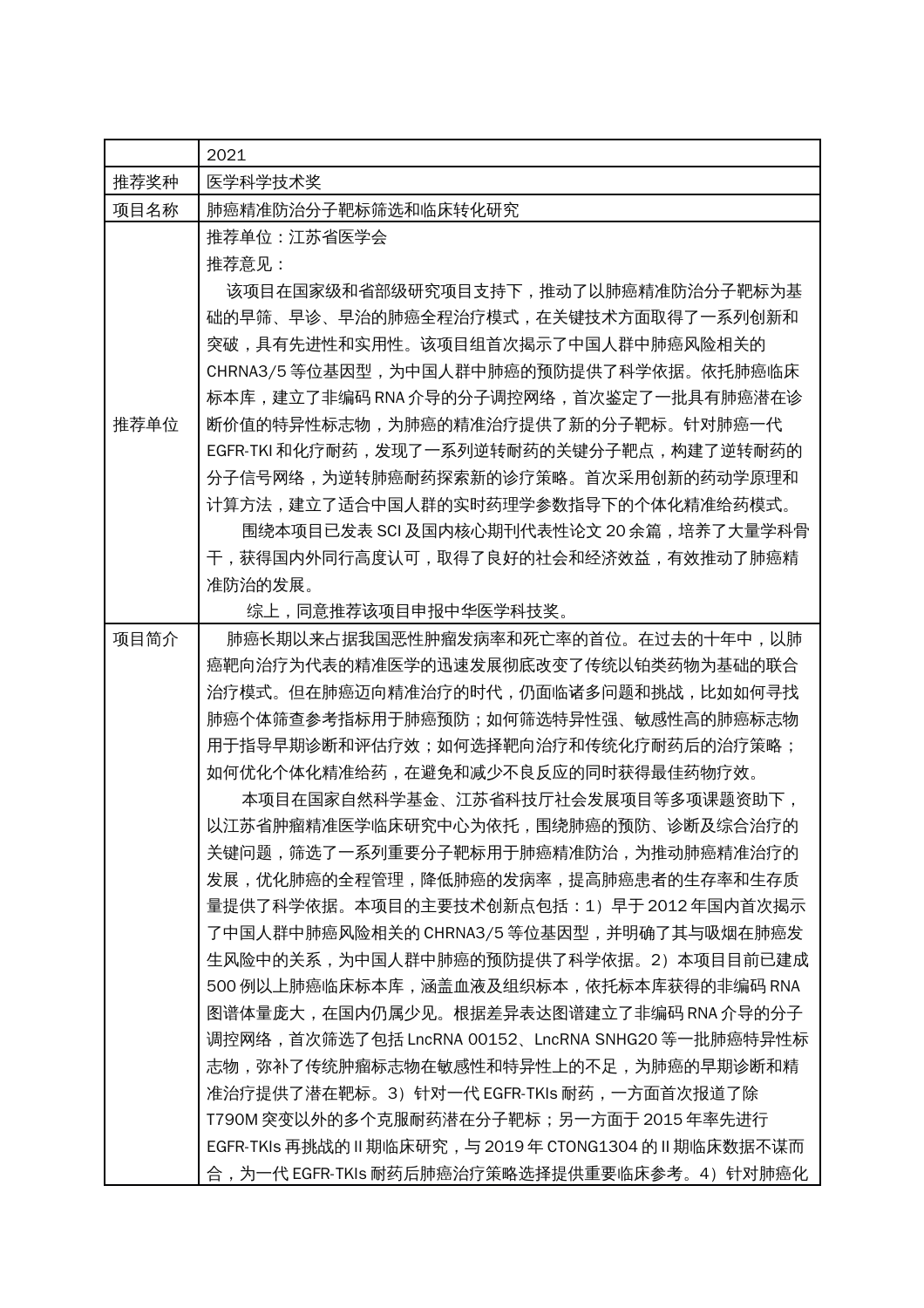|  | 2021 |
| --- | --- |
| 推荐奖种 | 医学科学技术奖 |
| 项目名称 | 肺癌精准防治分子靶标筛选和临床转化研究 |
| 推荐单位 | 推荐单位：江苏省医学会<br>推荐意见：<br>该项目在国家级和省部级研究项目支持下，推动了以肺癌精准防治分子靶标为基础的早筛、早诊、早治的肺癌全程治疗模式，在关键技术方面取得了一系列创新和突破，具有先进性和实用性。该项目组首次揭示了中国人群中肺癌风险相关的 CHRNA3/5 等位基因型，为中国人群中肺癌的预防提供了科学依据。依托肺癌临床标本库，建立了非编码 RNA 介导的分子调控网络，首次鉴定了一批具有肺癌潜在诊断价值的特异性标志物，为肺癌的精准治疗提供了新的分子靶标。针对肺癌一代 EGFR-TKI 和化疗耐药，发现了一系列逆转耐药的关键分子靶点，构建了逆转耐药的分子信号网络，为逆转肺癌耐药探索新的诊疗策略。首次采用创新的药动学原理和计算方法，建立了适合中国人群的实时药理学参数指导下的个体化精准给药模式。<br>围绕本项目已发表 SCI 及国内核心期刊代表性论文 20 余篇，培养了大量学科骨干，获得国内外同行高度认可，取得了良好的社会和经济效益，有效推动了肺癌精准防治的发展。<br>综上，同意推荐该项目申报中华医学科技奖。 |
| 项目简介 | 肺癌长期以来占据我国恶性肿瘤发病率和死亡率的首位。在过去的十年中，以肺癌靶向治疗为代表的精准医学的迅速发展彻底改变了传统以铂类药物为基础的联合治疗模式。但在肺癌迈向精准治疗的时代，仍面临诸多问题和挑战，比如如何寻找肺癌个体筛查参考指标用于肺癌预防；如何筛选特异性强、敏感性高的肺癌标志物用于指导早期诊断和评估疗效；如何选择靶向治疗和传统化疗耐药后的治疗策略；如何优化个体化精准给药，在避免和减少不良反应的同时获得最佳药物疗效。<br>本项目在国家自然科学基金、江苏省科技厅社会发展项目等多项课题资助下，以江苏省肿瘤精准医学临床研究中心为依托，围绕肺癌的预防、诊断及综合治疗的关键问题，筛选了一系列重要分子靶标用于肺癌精准防治，为推动肺癌精准治疗的发展，优化肺癌的全程管理，降低肺癌的发病率，提高肺癌患者的生存率和生存质量提供了科学依据。本项目的主要技术创新点包括：1）早于 2012 年国内首次揭示了中国人群中肺癌风险相关的 CHRNA3/5 等位基因型，并明确了其与吸烟在肺癌发生风险中的关系，为中国人群中肺癌的预防提供了科学依据。2）本项目目前已建成 500 例以上肺癌临床标本库，涵盖血液及组织标本，依托标本库获得的非编码 RNA 图谱体量庞大，在国内仍属少见。根据差异表达图谱建立了非编码 RNA 介导的分子调控网络，首次筛选了包括 LncRNA 00152、LncRNA SNHG20 等一批肺癌特异性标志物，弥补了传统肿瘤标志物在敏感性和特异性上的不足，为肺癌的早期诊断和精准治疗提供了潜在靶标。3）针对一代 EGFR-TKIs 耐药，一方面首次报道了除 T790M 突变以外的多个克服耐药潜在分子靶标；另一方面于 2015 年率先进行 EGFR-TKIs 再挑战的 II 期临床研究，与 2019 年 CTONG1304 的 II 期临床数据不谋而合，为一代 EGFR-TKIs 耐药后肺癌治疗策略选择提供重要临床参考。4）针对肺癌化 |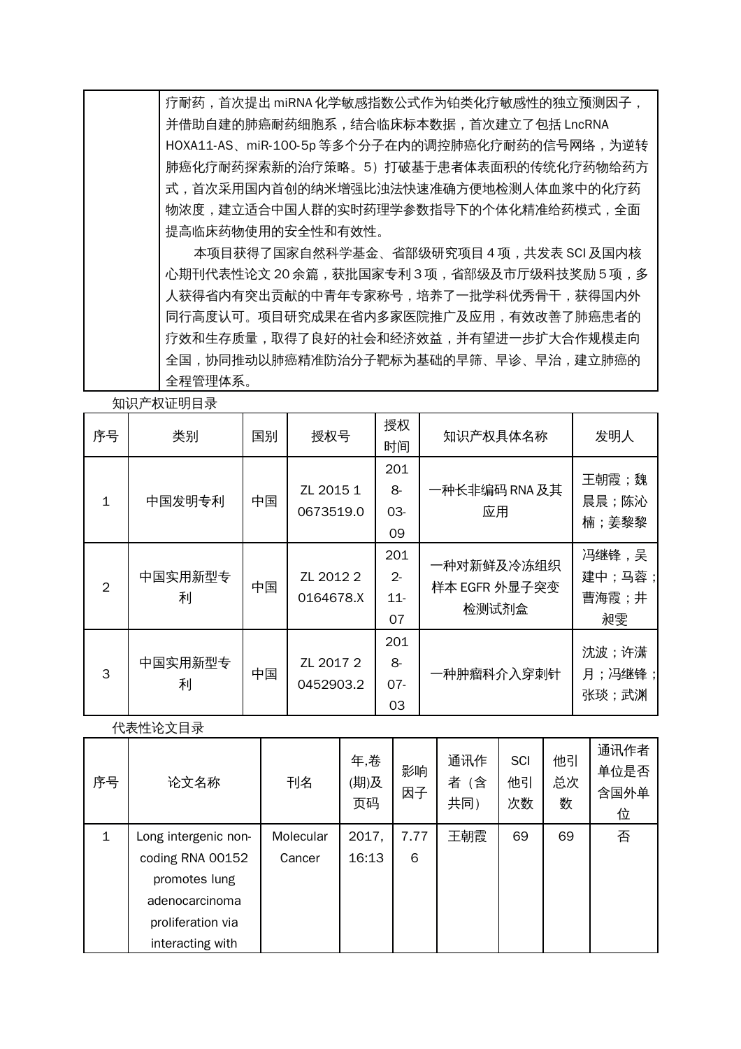| | 疗耐药，首次提出miRNA化学敏感指数公式作为铂类化疗敏感性的独立预测因子，并借助自建的肺癌耐药细胞系，结合临床标本数据，首次建立了包括LncRNA HOXA11-AS、miR-100-5p等多个分子在内的调控肺癌化疗耐药的信号网络，为逆转肺癌化疗耐药探索新的治疗策略。5）打破基于患者体表面积的传统化疗药物给药方式，首次采用国内首创的纳米增强比浊法快速准确方便地检测人体血浆中的化疗药物浓度，建立适合中国人群的实时药理学参数指导下的个体化精准给药模式，全面提高临床药物使用的安全性和有效性。<br>本项目获得了国家自然科学基金、省部级研究项目4项，共发表SCI及国内核心期刊代表性论文20余篇，获批国家专利3项，省部级及市厅级科技奖励5项，多人获得省内有突出贡献的中青年专家称号，培养了一批学科优秀骨干，获得国内外同行高度认可。项目研究成果在省内多家医院推广及应用，有效改善了肺癌患者的疗效和生存质量，取得了良好的社会和经济效益，并有望进一步扩大合作规模走向全国，协同推动以肺癌精准防治分子靶标为基础的早筛、早诊、早治，建立肺癌的全程管理体系。 |
|---|---|

知识产权证明目录

| 序号 | 类别 | 国别 | 授权号 | 授权时间 | 知识产权具体名称 | 发明人 |
|---|---|---|---|---|---|---|
| 1 | 中国发明专利 | 中国 | ZL 2015 1 0673519.0 | 2018-03-09 | 一种长非编码RNA及其应用 | 王朝霞；魏晨晨；陈沁楠；姜黎黎 |
| 2 | 中国实用新型专利 | 中国 | ZL 2012 2 0164678.X | 2012-11-07 | 一种对新鲜及冷冻组织样本EGFR外显子突变检测试剂盒 | 冯继锋，吴建中；马蓉；曹海霞；井昶雯 |
| 3 | 中国实用新型专利 | 中国 | ZL 2017 2 0452903.2 | 2018-07-03 | 一种肿瘤科介入穿刺针 | 沈波；许潇月；冯继锋；张琰；武渊 |

代表性论文目录

| 序号 | 论文名称 | 刊名 | 年,卷(期)及页码 | 影响因子 | 通讯作者（含共同） | SCI他引次数 | 他引总次数 | 通讯作者单位是否含国外单位 |
|---|---|---|---|---|---|---|---|---|
| 1 | Long intergenic non-coding RNA 00152 promotes lung adenocarcinoma proliferation via interacting with | Molecular Cancer | 2017, 16:13 | 7.776 | 王朝霞 | 69 | 69 | 否 |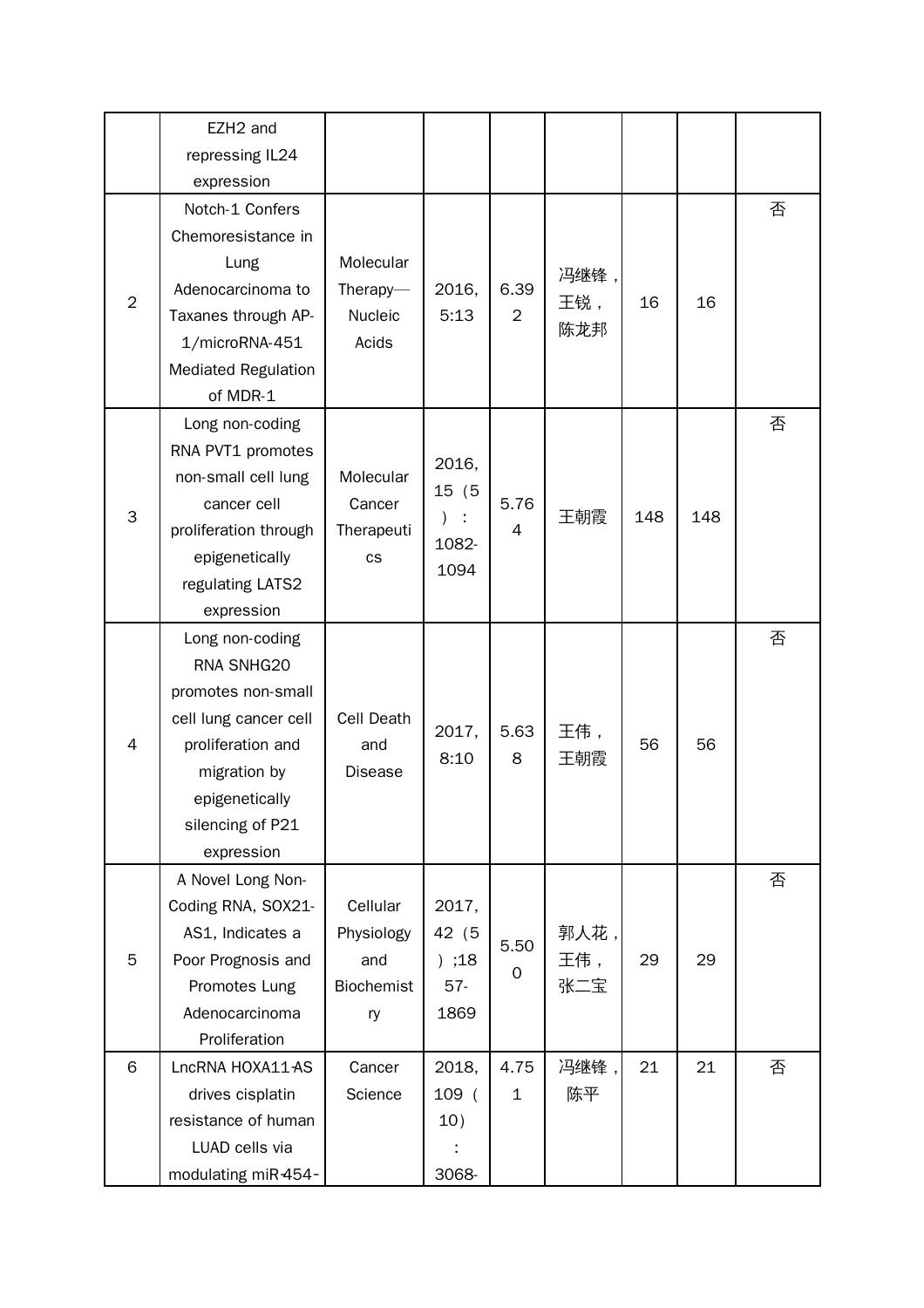|  |  |  |  |  |  |  |  |  |
|---|---|---|---|---|---|---|---|---|
|  | EZH2 and repressing IL24 expression |  |  |  |  |  |  |  |
| 2 | Notch-1 Confers Chemoresistance in Lung Adenocarcinoma to Taxanes through AP-1/microRNA-451 Mediated Regulation of MDR-1 | Molecular Therapy—Nucleic Acids | 2016, 5:13 | 6.392 | 冯继锋，王锐，陈龙邦 | 16 | 16 | 否 |
| 3 | Long non-coding RNA PVT1 promotes non-small cell lung cancer cell proliferation through epigenetically regulating LATS2 expression | Molecular Cancer Therapeutics | 2016, 15（5）：1082-1094 | 5.764 | 王朝霞 | 148 | 148 | 否 |
| 4 | Long non-coding RNA SNHG20 promotes non-small cell lung cancer cell proliferation and migration by epigenetically silencing of P21 expression | Cell Death and Disease | 2017, 8:10 | 5.638 | 王伟，王朝霞 | 56 | 56 | 否 |
| 5 | A Novel Long Non-Coding RNA, SOX21-AS1, Indicates a Poor Prognosis and Promotes Lung Adenocarcinoma Proliferation | Cellular Physiology and Biochemistry | 2017, 42（5）;1857-1869 | 5.500 | 郭人花，王伟，张二宝 | 29 | 29 | 否 |
| 6 | LncRNA HOXA11-AS drives cisplatin resistance of human LUAD cells via modulating miR-454- | Cancer Science | 2018, 109（10）：3068- | 4.751 | 冯继锋，陈平 | 21 | 21 | 否 |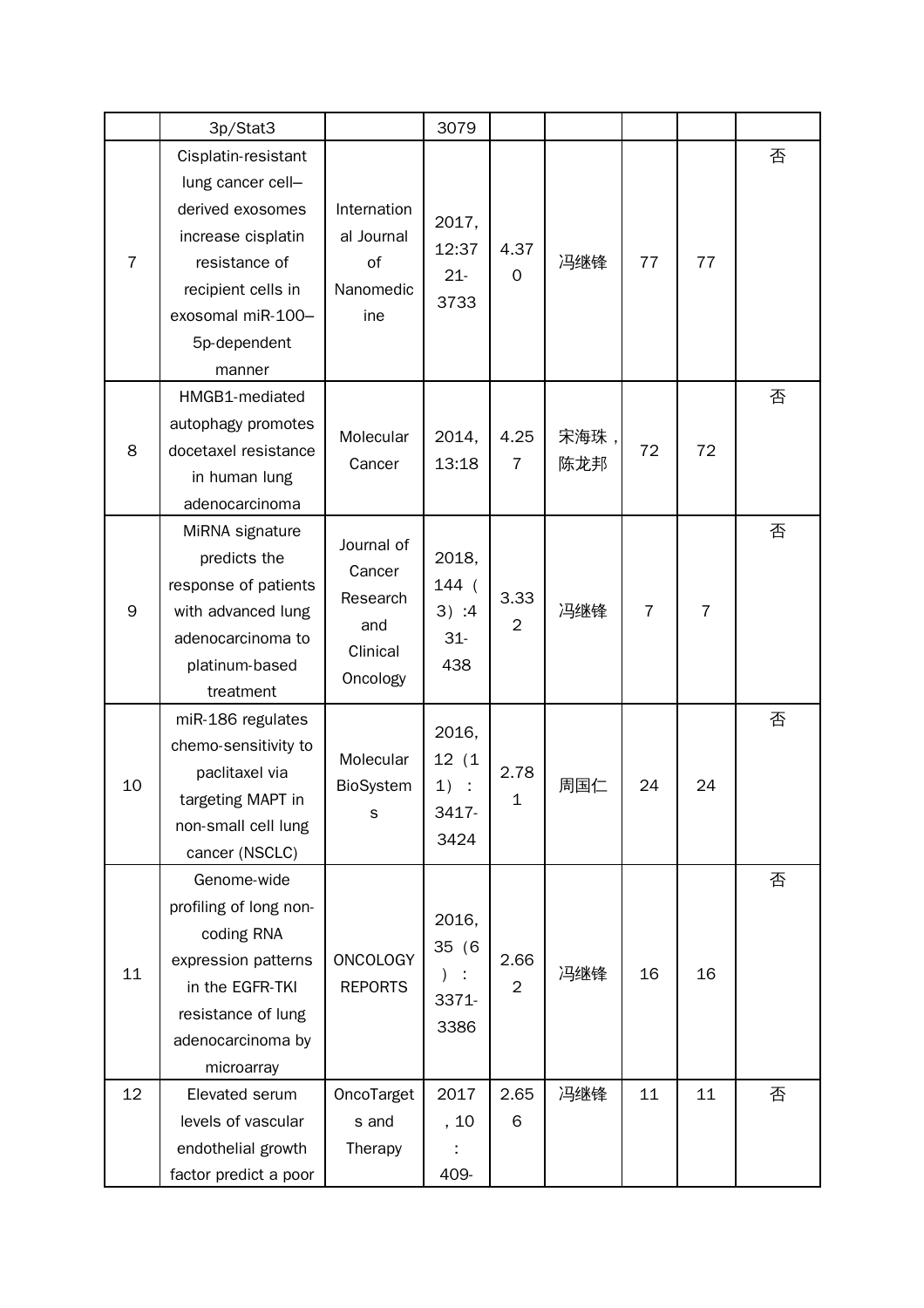| | 3p/Stat3 | | 3079 | | | | | |
|---|---|---|---|---|---|---|---|---|
| 7 | Cisplatin-resistant lung cancer cell–derived exosomes increase cisplatin resistance of recipient cells in exosomal miR-100–5p-dependent manner | International Journal of Nanomedicine | 2017, 12:3721-3733 | 4.370 | 冯继锋 | 77 | 77 | 否 |
| 8 | HMGB1-mediated autophagy promotes docetaxel resistance in human lung adenocarcinoma | Molecular Cancer | 2014, 13:18 | 4.257 | 宋海珠，陈龙邦 | 72 | 72 | 否 |
| 9 | MiRNA signature predicts the response of patients with advanced lung adenocarcinoma to platinum-based treatment | Journal of Cancer Research and Clinical Oncology | 2018, 144（3）:431-438 | 3.332 | 冯继锋 | 7 | 7 | 否 |
| 10 | miR-186 regulates chemo-sensitivity to paclitaxel via targeting MAPT in non-small cell lung cancer (NSCLC) | Molecular BioSystems | 2016, 12（11）：3417-3424 | 2.781 | 周国仁 | 24 | 24 | 否 |
| 11 | Genome-wide profiling of long non-coding RNA expression patterns in the EGFR-TKI resistance of lung adenocarcinoma by microarray | ONCOLOGY REPORTS | 2016, 35（6）：3371-3386 | 2.662 | 冯继锋 | 16 | 16 | 否 |
| 12 | Elevated serum levels of vascular endothelial growth factor predict a poor | OncoTargets and Therapy | 2017, 10：409- | 2.656 | 冯继锋 | 11 | 11 | 否 |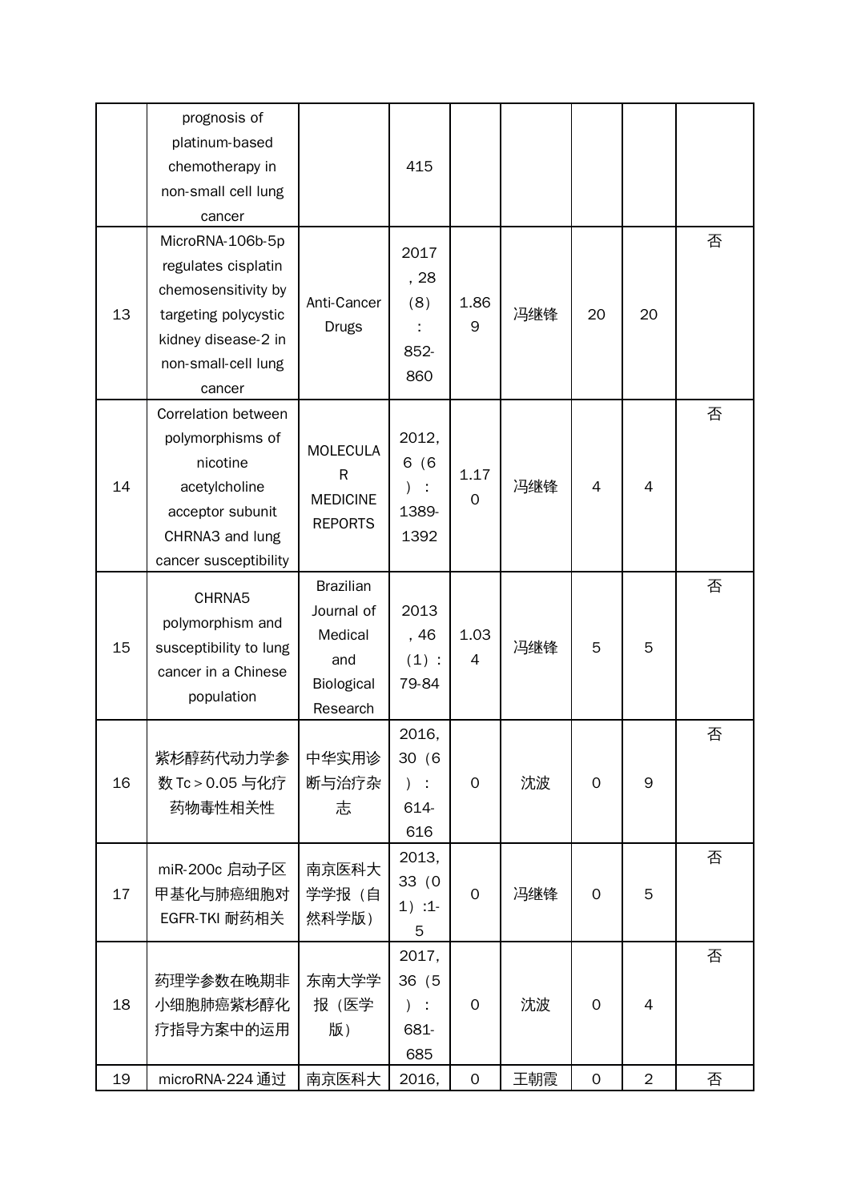|  |  |  |  |  |  |  |  |  |
|---|---|---|---|---|---|---|---|---|
|  | prognosis of platinum-based chemotherapy in non-small cell lung cancer |  | 415 |  |  |  |  |  |
| 13 | MicroRNA-106b-5p regulates cisplatin chemosensitivity by targeting polycystic kidney disease-2 in non-small-cell lung cancer | Anti-Cancer Drugs | 2017，28（8）：852-860 | 1.869 | 冯继锋 | 20 | 20 | 否 |
| 14 | Correlation between polymorphisms of nicotine acetylcholine acceptor subunit CHRNA3 and lung cancer susceptibility | MOLECULAR MEDICINE REPORTS | 2012，6（6）：1389-1392 | 1.170 | 冯继锋 | 4 | 4 | 否 |
| 15 | CHRNA5 polymorphism and susceptibility to lung cancer in a Chinese population | Brazilian Journal of Medical and Biological Research | 2013，46（1）：79-84 | 1.034 | 冯继锋 | 5 | 5 | 否 |
| 16 | 紫杉醇药代动力学参数 Tc＞0.05 与化疗药物毒性相关性 | 中华实用诊断与治疗杂志 | 2016，30（6）：614-616 | 0 | 沈波 | 0 | 9 | 否 |
| 17 | miR-200c 启动子区甲基化与肺癌细胞对 EGFR-TKI 耐药相关 | 南京医科大学学报（自然科学版） | 2013，33（01）:1-5 | 0 | 冯继锋 | 0 | 5 | 否 |
| 18 | 药理学参数在晚期非小细胞肺癌紫杉醇化疗指导方案中的运用 | 东南大学学报（医学版） | 2017，36（5）：681-685 | 0 | 沈波 | 0 | 4 | 否 |
| 19 | microRNA-224 通过 | 南京医科大 | 2016， | 0 | 王朝霞 | 0 | 2 | 否 |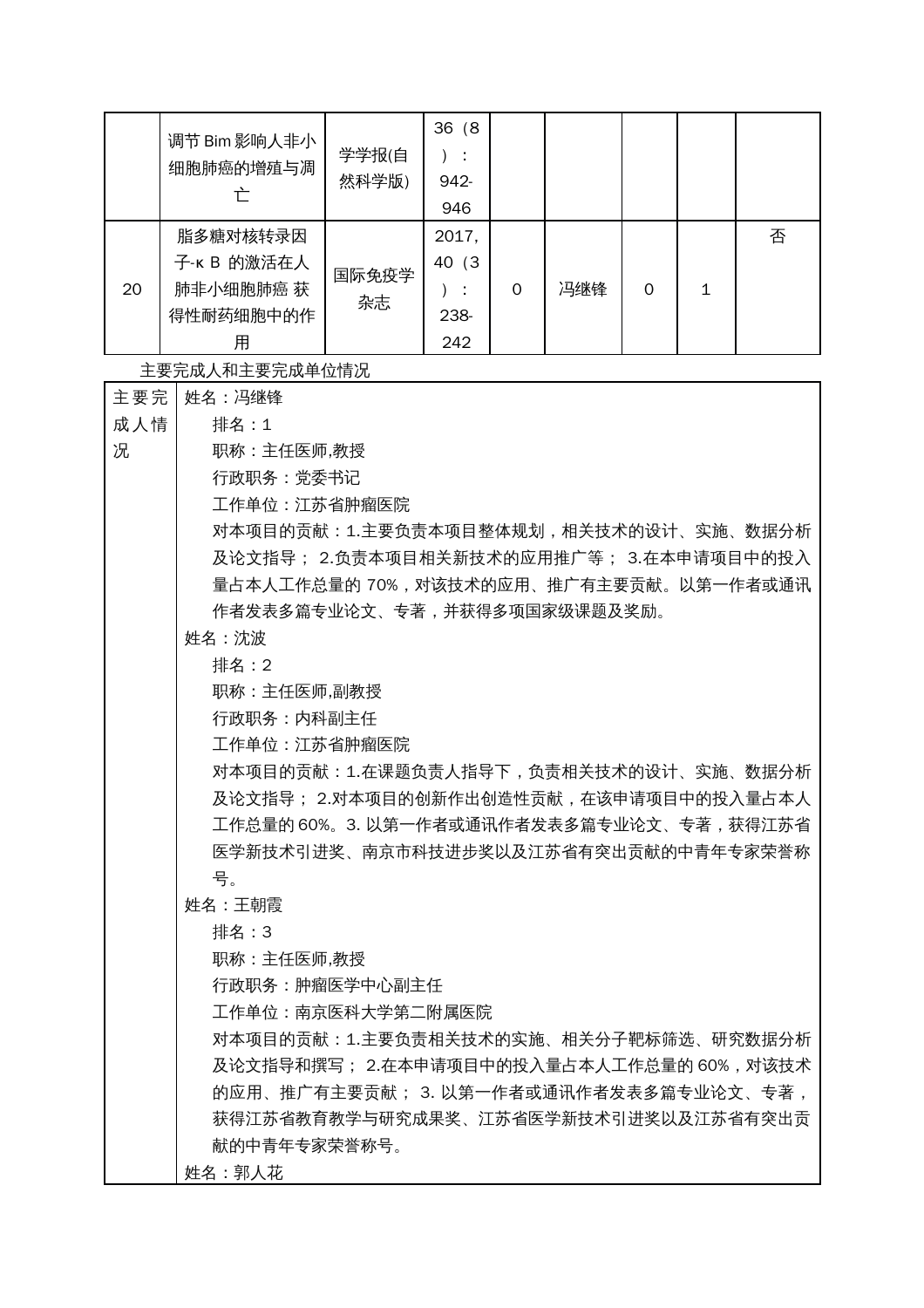| | | | | | | | | |
|---|---|---|---|---|---|---|---|---|
| | 调节Bim影响人非小细胞肺癌的增殖与凋亡 | 学学报(自然科学版) | 36（8）：942-946 | | | | | |
| 20 | 脂多糖对核转录因子-κ B 的激活在人肺非小细胞肺癌 获得性耐药细胞中的作用 | 国际免疫学杂志 | 2017, 40（3）：238-242 | 0 | 冯继锋 | 0 | 1 | 否 |

主要完成人和主要完成单位情况

| | |
|---|---|
| 主要完成人情况 | 姓名：冯继锋<br>排名：1<br>职称：主任医师,教授<br>行政职务：党委书记<br>工作单位：江苏省肿瘤医院<br>对本项目的贡献：1.主要负责本项目整体规划，相关技术的设计、实施、数据分析及论文指导； 2.负责本项目相关新技术的应用推广等； 3.在本申请项目中的投入量占本人工作总量的 70%，对该技术的应用、推广有主要贡献。以第一作者或通讯作者发表多篇专业论文、专著，并获得多项国家级课题及奖励。<br>姓名：沈波<br>排名：2<br>职称：主任医师,副教授<br>行政职务：内科副主任<br>工作单位：江苏省肿瘤医院<br>对本项目的贡献：1.在课题负责人指导下，负责相关技术的设计、实施、数据分析及论文指导； 2.对本项目的创新作出创造性贡献，在该申请项目中的投入量占本人工作总量的 60%。3. 以第一作者或通讯作者发表多篇专业论文、专著，获得江苏省医学新技术引进奖、南京市科技进步奖以及江苏省有突出贡献的中青年专家荣誉称号。<br>姓名：王朝霞<br>排名：3<br>职称：主任医师,教授<br>行政职务：肿瘤医学中心副主任<br>工作单位：南京医科大学第二附属医院<br>对本项目的贡献：1.主要负责相关技术的实施、相关分子靶标筛选、研究数据分析及论文指导和撰写； 2.在本申请项目中的投入量占本人工作总量的 60%，对该技术的应用、推广有主要贡献； 3. 以第一作者或通讯作者发表多篇专业论文、专著，获得江苏省教育教学与研究成果奖、江苏省医学新技术引进奖以及江苏省有突出贡献的中青年专家荣誉称号。<br>姓名：郭人花 |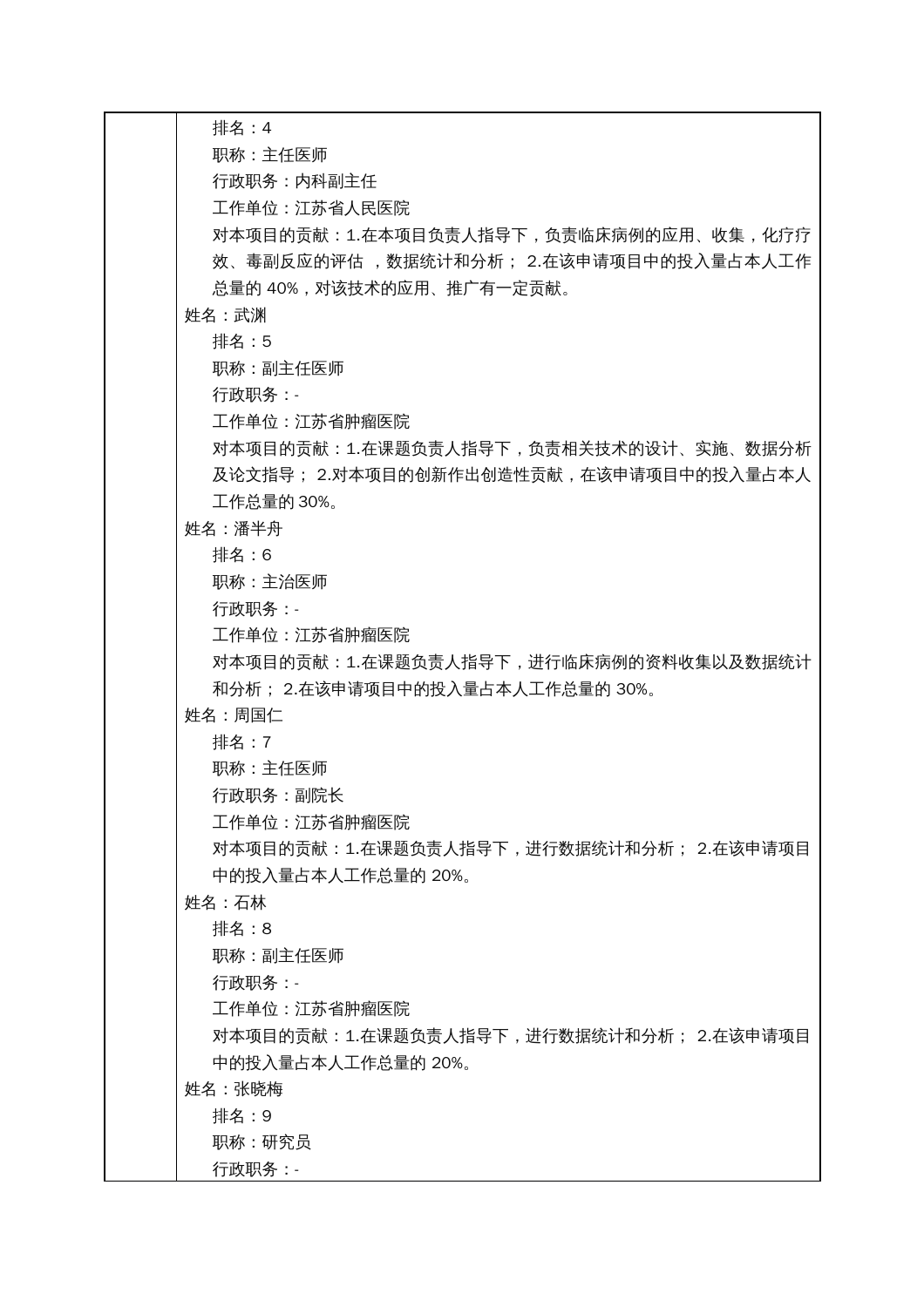排名：4

职称：主任医师

行政职务：内科副主任

工作单位：江苏省人民医院

对本项目的贡献：1.在本项目负责人指导下，负责临床病例的应用、收集，化疗疗效、毒副反应的评估 ，数据统计和分析； 2.在该申请项目中的投入量占本人工作总量的 40%，对该技术的应用、推广有一定贡献。

姓名：武渊

排名：5

职称：副主任医师

行政职务：-

工作单位：江苏省肿瘤医院

对本项目的贡献：1.在课题负责人指导下，负责相关技术的设计、实施、数据分析及论文指导； 2.对本项目的创新作出创造性贡献，在该申请项目中的投入量占本人工作总量的 30%。

姓名：潘半舟

排名：6

职称：主治医师

行政职务：-

工作单位：江苏省肿瘤医院

对本项目的贡献：1.在课题负责人指导下，进行临床病例的资料收集以及数据统计和分析； 2.在该申请项目中的投入量占本人工作总量的 30%。

姓名：周国仁

排名：7

职称：主任医师

行政职务：副院长

工作单位：江苏省肿瘤医院

对本项目的贡献：1.在课题负责人指导下，进行数据统计和分析； 2.在该申请项目中的投入量占本人工作总量的 20%。

姓名：石林

排名：8

职称：副主任医师

行政职务：-

工作单位：江苏省肿瘤医院

对本项目的贡献：1.在课题负责人指导下，进行数据统计和分析； 2.在该申请项目中的投入量占本人工作总量的 20%。

姓名：张晓梅

排名：9

职称：研究员

行政职务：-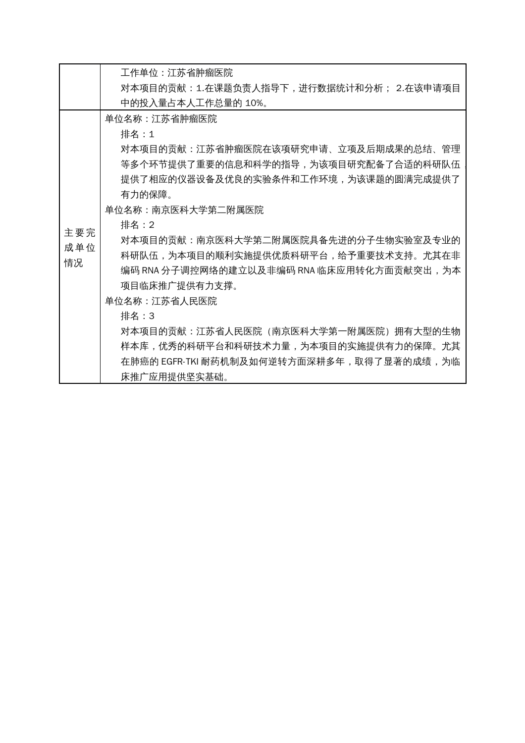| | |
|---|---|
| | 工作单位：江苏省肿瘤医院<br>对本项目的贡献：1.在课题负责人指导下，进行数据统计和分析； 2.在该申请项目中的投入量占本人工作总量的 10%。 |
| 主要完成单位情况 | 单位名称：江苏省肿瘤医院<br>排名：1<br>对本项目的贡献：江苏省肿瘤医院在该项研究申请、立项及后期成果的总结、管理等多个环节提供了重要的信息和科学的指导，为该项目研究配备了合适的科研队伍，提供了相应的仪器设备及优良的实验条件和工作环境，为该课题的圆满完成提供了有力的保障。<br>单位名称：南京医科大学第二附属医院<br>排名：2<br>对本项目的贡献：南京医科大学第二附属医院具备先进的分子生物实验室及专业的科研队伍，为本项目的顺利实施提供优质科研平台，给予重要技术支持。尤其在非编码 RNA 分子调控网络的建立以及非编码 RNA 临床应用转化方面贡献突出，为本项目临床推广提供有力支撑。<br>单位名称：江苏省人民医院<br>排名：3<br>对本项目的贡献：江苏省人民医院（南京医科大学第一附属医院）拥有大型的生物样本库，优秀的科研平台和科研技术力量，为本项目的实施提供有力的保障。尤其在肺癌的 EGFR-TKI 耐药机制及如何逆转方面深耕多年，取得了显著的成绩，为临床推广应用提供坚实基础。 |